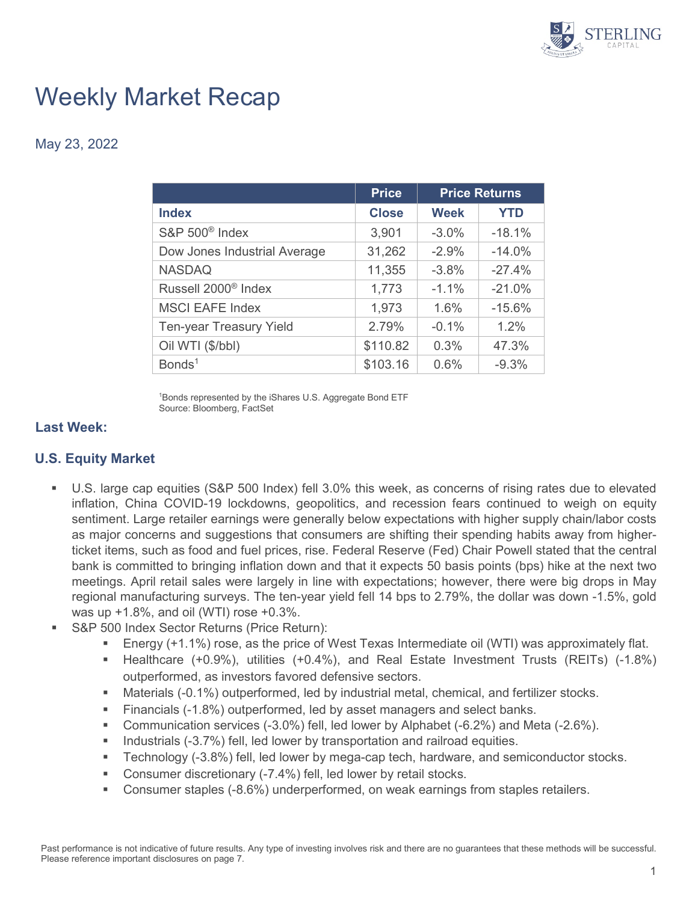# Weekly Market Recap

May 23, 2022

| | Price | Price Returns | |
|---|---|---|---|
| **Index** | **Close** | **Week** | **YTD** |
| S&P 500® Index | 3,901 | -3.0% | -18.1% |
| Dow Jones Industrial Average | 31,262 | -2.9% | -14.0% |
| NASDAQ | 11,355 | -3.8% | -27.4% |
| Russell 2000® Index | 1,773 | -1.1% | -21.0% |
| MSCI EAFE Index | 1,973 | 1.6% | -15.6% |
| Ten-year Treasury Yield | 2.79% | -0.1% | 1.2% |
| Oil WTI ($/bbl) | $110.82 | 0.3% | 47.3% |
| Bonds[1] | $103.16 | 0.6% | -9.3% |

[1]Bonds represented by the iShares U.S. Aggregate Bond ETF
Source: Bloomberg, FactSet

## Last Week:

### U.S. Equity Market

- U.S. large cap equities (S&P 500 Index) fell 3.0% this week, as concerns of rising rates due to elevated inflation, China COVID-19 lockdowns, geopolitics, and recession fears continued to weigh on equity sentiment. Large retailer earnings were generally below expectations with higher supply chain/labor costs as major concerns and suggestions that consumers are shifting their spending habits away from higher-ticket items, such as food and fuel prices, rise. Federal Reserve (Fed) Chair Powell stated that the central bank is committed to bringing inflation down and that it expects 50 basis points (bps) hike at the next two meetings. April retail sales were largely in line with expectations; however, there were big drops in May regional manufacturing surveys. The ten-year yield fell 14 bps to 2.79%, the dollar was down -1.5%, gold was up +1.8%, and oil (WTI) rose +0.3%.
- S&P 500 Index Sector Returns (Price Return):
  - Energy (+1.1%) rose, as the price of West Texas Intermediate oil (WTI) was approximately flat.
  - Healthcare (+0.9%), utilities (+0.4%), and Real Estate Investment Trusts (REITs) (-1.8%) outperformed, as investors favored defensive sectors.
  - Materials (-0.1%) outperformed, led by industrial metal, chemical, and fertilizer stocks.
  - Financials (-1.8%) outperformed, led by asset managers and select banks.
  - Communication services (-3.0%) fell, led lower by Alphabet (-6.2%) and Meta (-2.6%).
  - Industrials (-3.7%) fell, led lower by transportation and railroad equities.
  - Technology (-3.8%) fell, led lower by mega-cap tech, hardware, and semiconductor stocks.
  - Consumer discretionary (-7.4%) fell, led lower by retail stocks.
  - Consumer staples (-8.6%) underperformed, on weak earnings from staples retailers.

Past performance is not indicative of future results. Any type of investing involves risk and there are no guarantees that these methods will be successful. Please reference important disclosures on page 7.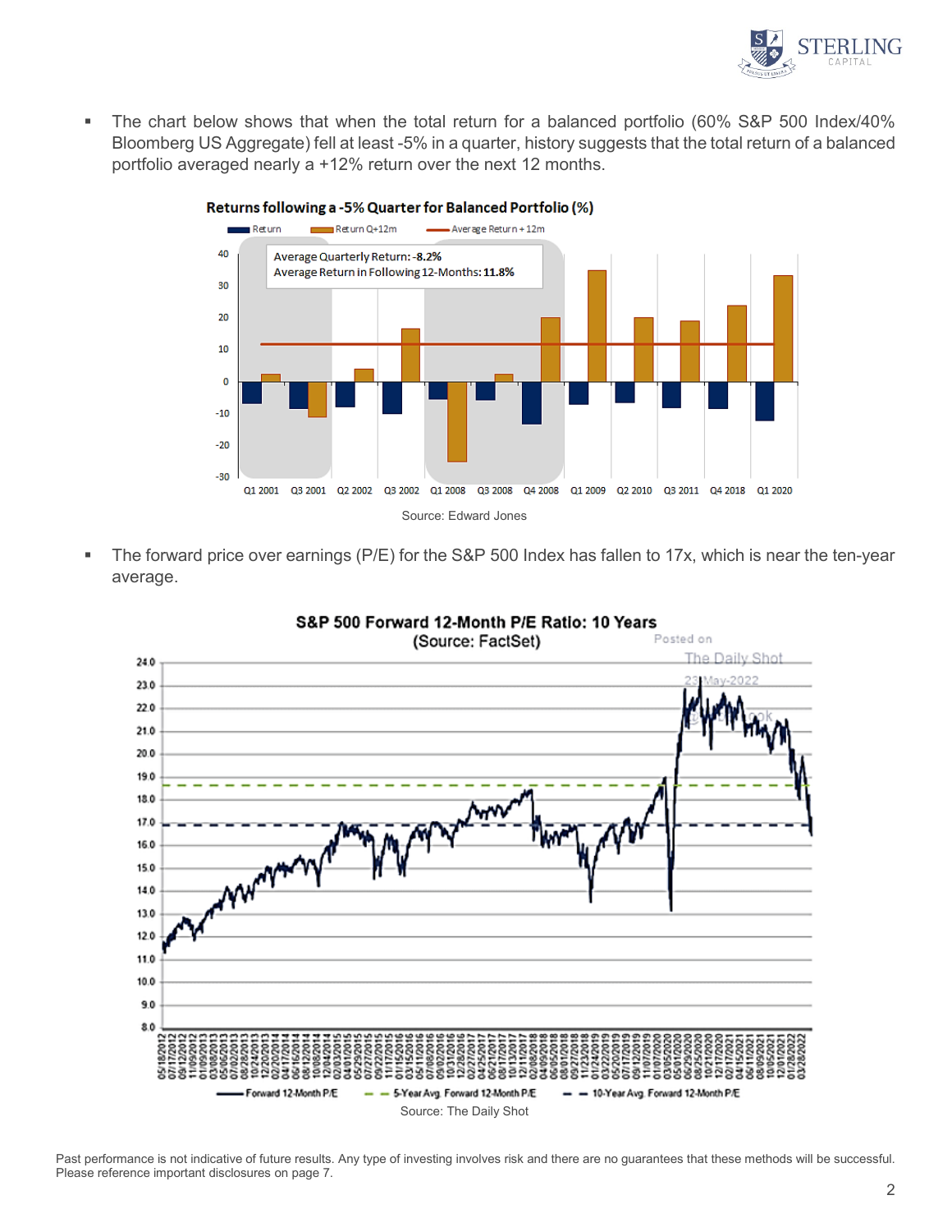- The chart below shows that when the total return for a balanced portfolio (60% S&P 500 Index/40% Bloomberg US Aggregate) fell at least -5% in a quarter, history suggests that the total return of a balanced portfolio averaged nearly a +12% return over the next 12 months.

**Returns following a -5% Quarter for Balanced Portfolio (%)**

Average Quarterly Return: -8.2%
Average Return in Following 12-Months: 11.8%

Source: Edward Jones

- The forward price over earnings (P/E) for the S&P 500 Index has fallen to 17x, which is near the ten-year average.

**S&P 500 Forward 12-Month P/E Ratio: 10 Years**
(Source: FactSet)

Source: The Daily Shot

Past performance is not indicative of future results. Any type of investing involves risk and there are no guarantees that these methods will be successful. Please reference important disclosures on page 7.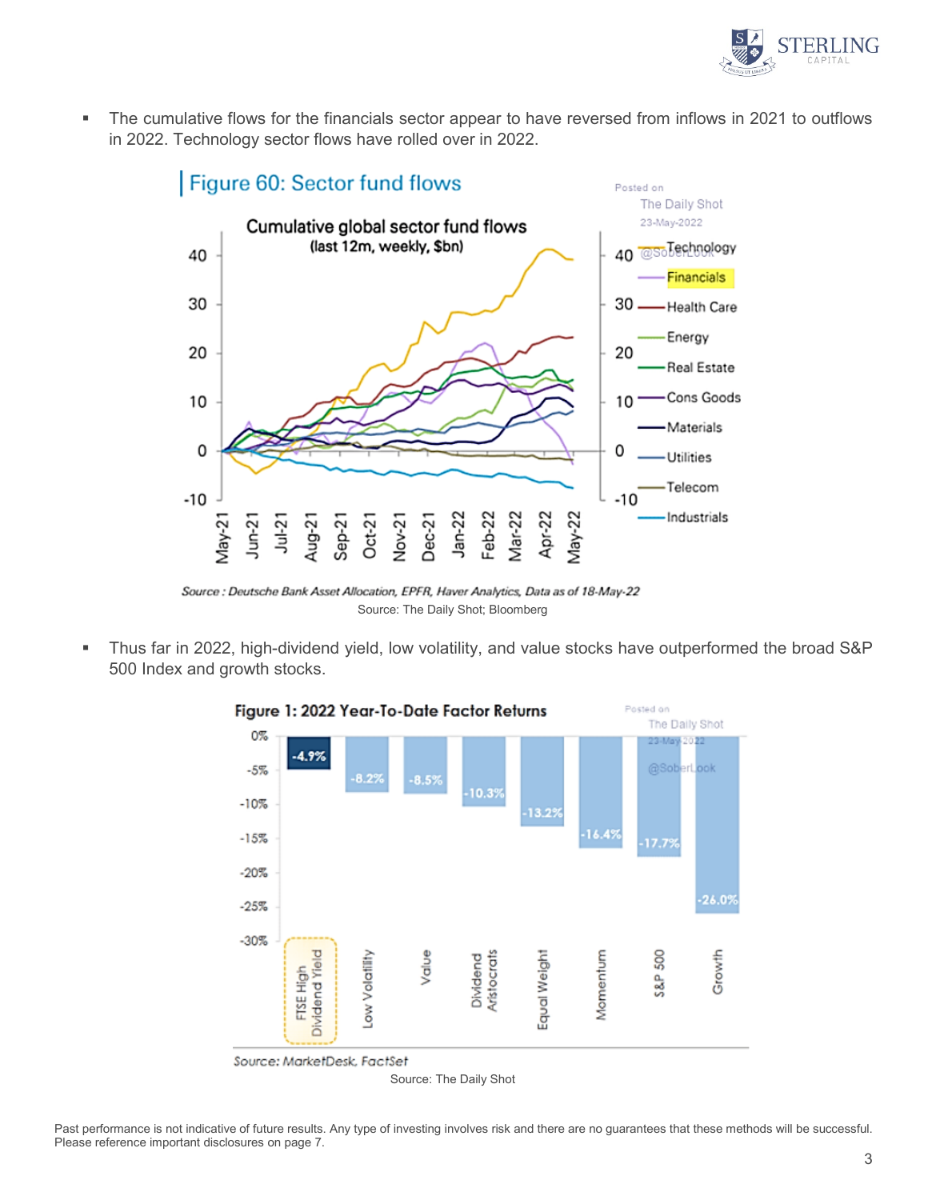- The cumulative flows for the financials sector appear to have reversed from inflows in 2021 to outflows in 2022. Technology sector flows have rolled over in 2022.

Source: The Daily Shot; Bloomberg

- Thus far in 2022, high-dividend yield, low volatility, and value stocks have outperformed the broad S&P 500 Index and growth stocks.

Source: The Daily Shot

Past performance is not indicative of future results. Any type of investing involves risk and there are no guarantees that these methods will be successful. Please reference important disclosures on page 7.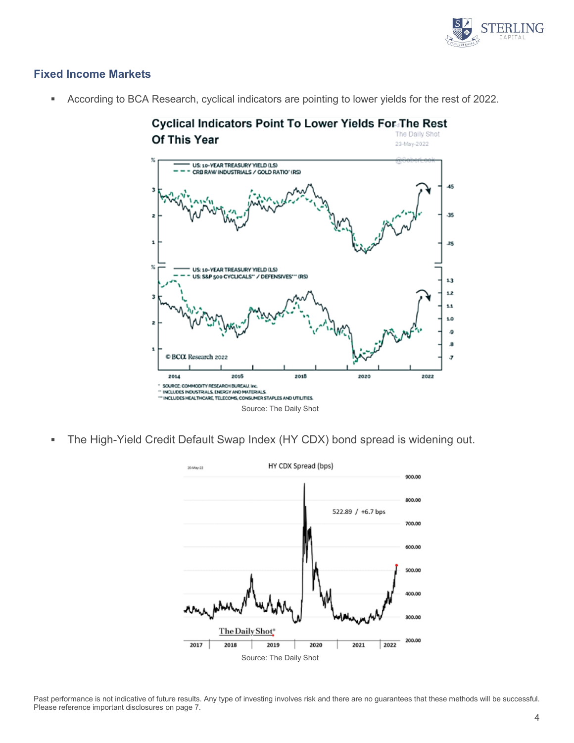## Fixed Income Markets

- According to BCA Research, cyclical indicators are pointing to lower yields for the rest of 2022.

Source: The Daily Shot

- The High-Yield Credit Default Swap Index (HY CDX) bond spread is widening out.

Source: The Daily Shot

Past performance is not indicative of future results. Any type of investing involves risk and there are no guarantees that these methods will be successful. Please reference important disclosures on page 7.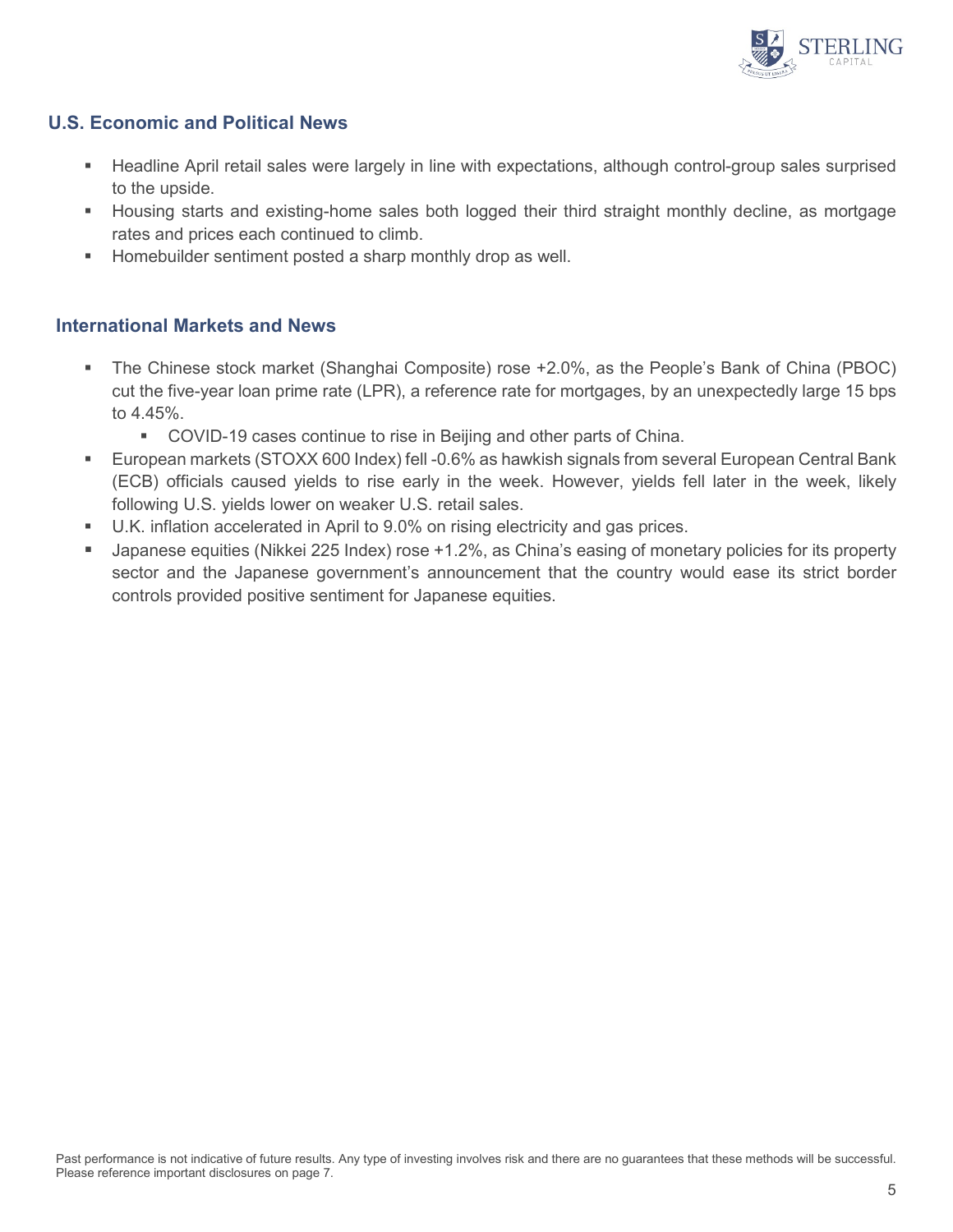## U.S. Economic and Political News

- Headline April retail sales were largely in line with expectations, although control-group sales surprised to the upside.
- Housing starts and existing-home sales both logged their third straight monthly decline, as mortgage rates and prices each continued to climb.
- Homebuilder sentiment posted a sharp monthly drop as well.

## International Markets and News

- The Chinese stock market (Shanghai Composite) rose +2.0%, as the People's Bank of China (PBOC) cut the five-year loan prime rate (LPR), a reference rate for mortgages, by an unexpectedly large 15 bps to 4.45%.
  - COVID-19 cases continue to rise in Beijing and other parts of China.
- European markets (STOXX 600 Index) fell -0.6% as hawkish signals from several European Central Bank (ECB) officials caused yields to rise early in the week. However, yields fell later in the week, likely following U.S. yields lower on weaker U.S. retail sales.
- U.K. inflation accelerated in April to 9.0% on rising electricity and gas prices.
- Japanese equities (Nikkei 225 Index) rose +1.2%, as China's easing of monetary policies for its property sector and the Japanese government's announcement that the country would ease its strict border controls provided positive sentiment for Japanese equities.

Past performance is not indicative of future results. Any type of investing involves risk and there are no guarantees that these methods will be successful. Please reference important disclosures on page 7.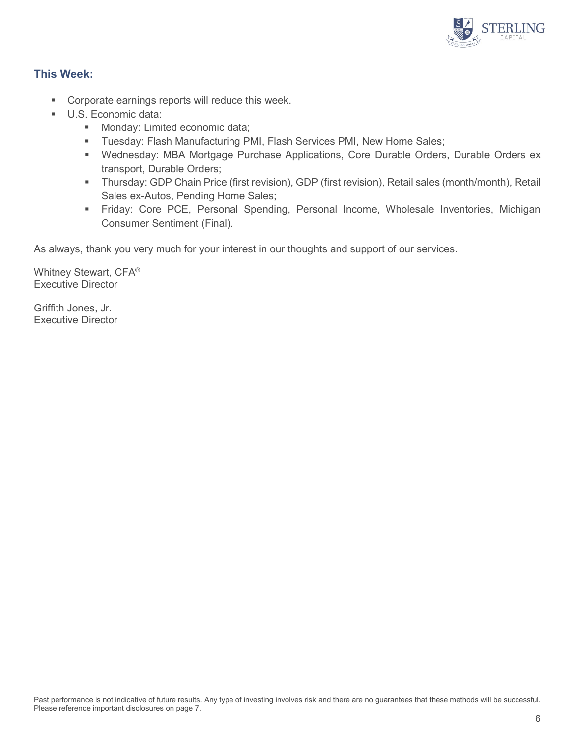### This Week:

- Corporate earnings reports will reduce this week.
- U.S. Economic data:
  - Monday: Limited economic data;
  - Tuesday: Flash Manufacturing PMI, Flash Services PMI, New Home Sales;
  - Wednesday: MBA Mortgage Purchase Applications, Core Durable Orders, Durable Orders ex transport, Durable Orders;
  - Thursday: GDP Chain Price (first revision), GDP (first revision), Retail sales (month/month), Retail Sales ex-Autos, Pending Home Sales;
  - Friday: Core PCE, Personal Spending, Personal Income, Wholesale Inventories, Michigan Consumer Sentiment (Final).

As always, thank you very much for your interest in our thoughts and support of our services.

Whitney Stewart, CFA®
Executive Director

Griffith Jones, Jr.
Executive Director

Past performance is not indicative of future results. Any type of investing involves risk and there are no guarantees that these methods will be successful. Please reference important disclosures on page 7.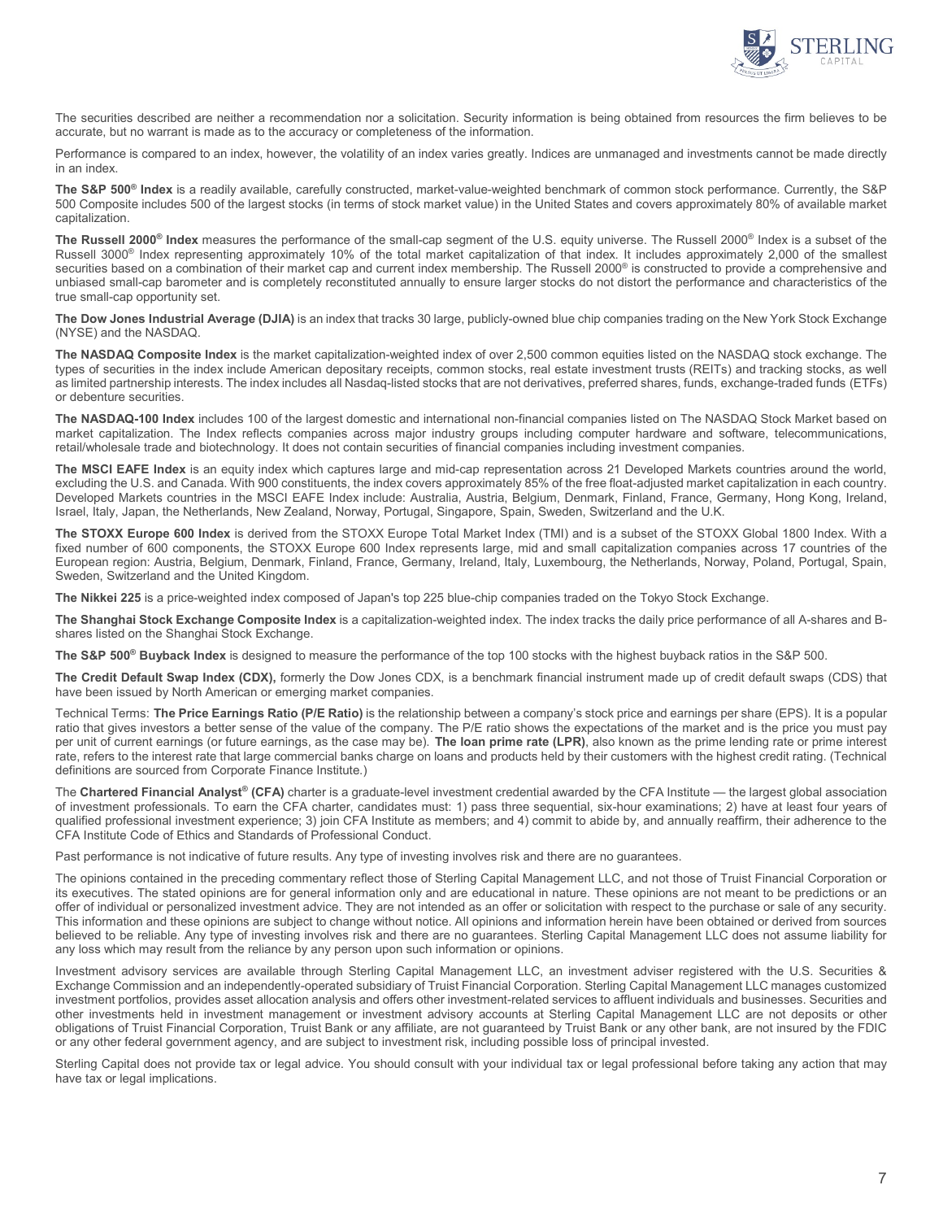The securities described are neither a recommendation nor a solicitation. Security information is being obtained from resources the firm believes to be accurate, but no warrant is made as to the accuracy or completeness of the information.

Performance is compared to an index, however, the volatility of an index varies greatly. Indices are unmanaged and investments cannot be made directly in an index.

**The S&P 500® Index** is a readily available, carefully constructed, market-value-weighted benchmark of common stock performance. Currently, the S&P 500 Composite includes 500 of the largest stocks (in terms of stock market value) in the United States and covers approximately 80% of available market capitalization.

**The Russell 2000® Index** measures the performance of the small-cap segment of the U.S. equity universe. The Russell 2000® Index is a subset of the Russell 3000® Index representing approximately 10% of the total market capitalization of that index. It includes approximately 2,000 of the smallest securities based on a combination of their market cap and current index membership. The Russell 2000® is constructed to provide a comprehensive and unbiased small-cap barometer and is completely reconstituted annually to ensure larger stocks do not distort the performance and characteristics of the true small-cap opportunity set.

**The Dow Jones Industrial Average (DJIA)** is an index that tracks 30 large, publicly-owned blue chip companies trading on the New York Stock Exchange (NYSE) and the NASDAQ.

**The NASDAQ Composite Index** is the market capitalization-weighted index of over 2,500 common equities listed on the NASDAQ stock exchange. The types of securities in the index include American depositary receipts, common stocks, real estate investment trusts (REITs) and tracking stocks, as well as limited partnership interests. The index includes all Nasdaq-listed stocks that are not derivatives, preferred shares, funds, exchange-traded funds (ETFs) or debenture securities.

**The NASDAQ-100 Index** includes 100 of the largest domestic and international non-financial companies listed on The NASDAQ Stock Market based on market capitalization. The Index reflects companies across major industry groups including computer hardware and software, telecommunications, retail/wholesale trade and biotechnology. It does not contain securities of financial companies including investment companies.

**The MSCI EAFE Index** is an equity index which captures large and mid-cap representation across 21 Developed Markets countries around the world, excluding the U.S. and Canada. With 900 constituents, the index covers approximately 85% of the free float-adjusted market capitalization in each country. Developed Markets countries in the MSCI EAFE Index include: Australia, Austria, Belgium, Denmark, Finland, France, Germany, Hong Kong, Ireland, Israel, Italy, Japan, the Netherlands, New Zealand, Norway, Portugal, Singapore, Spain, Sweden, Switzerland and the U.K.

**The STOXX Europe 600 Index** is derived from the STOXX Europe Total Market Index (TMI) and is a subset of the STOXX Global 1800 Index. With a fixed number of 600 components, the STOXX Europe 600 Index represents large, mid and small capitalization companies across 17 countries of the European region: Austria, Belgium, Denmark, Finland, France, Germany, Ireland, Italy, Luxembourg, the Netherlands, Norway, Poland, Portugal, Spain, Sweden, Switzerland and the United Kingdom.

**The Nikkei 225** is a price-weighted index composed of Japan's top 225 blue-chip companies traded on the Tokyo Stock Exchange.

**The Shanghai Stock Exchange Composite Index** is a capitalization-weighted index. The index tracks the daily price performance of all A-shares and B-shares listed on the Shanghai Stock Exchange.

**The S&P 500® Buyback Index** is designed to measure the performance of the top 100 stocks with the highest buyback ratios in the S&P 500.

**The Credit Default Swap Index (CDX),** formerly the Dow Jones CDX, is a benchmark financial instrument made up of credit default swaps (CDS) that have been issued by North American or emerging market companies.

Technical Terms: **The Price Earnings Ratio (P/E Ratio)** is the relationship between a company's stock price and earnings per share (EPS). It is a popular ratio that gives investors a better sense of the value of the company. The P/E ratio shows the expectations of the market and is the price you must pay per unit of current earnings (or future earnings, as the case may be). **The loan prime rate (LPR)**, also known as the prime lending rate or prime interest rate, refers to the interest rate that large commercial banks charge on loans and products held by their customers with the highest credit rating. (Technical definitions are sourced from Corporate Finance Institute.)

The **Chartered Financial Analyst® (CFA)** charter is a graduate-level investment credential awarded by the CFA Institute — the largest global association of investment professionals. To earn the CFA charter, candidates must: 1) pass three sequential, six-hour examinations; 2) have at least four years of qualified professional investment experience; 3) join CFA Institute as members; and 4) commit to abide by, and annually reaffirm, their adherence to the CFA Institute Code of Ethics and Standards of Professional Conduct.

Past performance is not indicative of future results. Any type of investing involves risk and there are no guarantees.

The opinions contained in the preceding commentary reflect those of Sterling Capital Management LLC, and not those of Truist Financial Corporation or its executives. The stated opinions are for general information only and are educational in nature. These opinions are not meant to be predictions or an offer of individual or personalized investment advice. They are not intended as an offer or solicitation with respect to the purchase or sale of any security. This information and these opinions are subject to change without notice. All opinions and information herein have been obtained or derived from sources believed to be reliable. Any type of investing involves risk and there are no guarantees. Sterling Capital Management LLC does not assume liability for any loss which may result from the reliance by any person upon such information or opinions.

Investment advisory services are available through Sterling Capital Management LLC, an investment adviser registered with the U.S. Securities & Exchange Commission and an independently-operated subsidiary of Truist Financial Corporation. Sterling Capital Management LLC manages customized investment portfolios, provides asset allocation analysis and offers other investment-related services to affluent individuals and businesses. Securities and other investments held in investment management or investment advisory accounts at Sterling Capital Management LLC are not deposits or other obligations of Truist Financial Corporation, Truist Bank or any affiliate, are not guaranteed by Truist Bank or any other bank, are not insured by the FDIC or any other federal government agency, and are subject to investment risk, including possible loss of principal invested.

Sterling Capital does not provide tax or legal advice. You should consult with your individual tax or legal professional before taking any action that may have tax or legal implications.